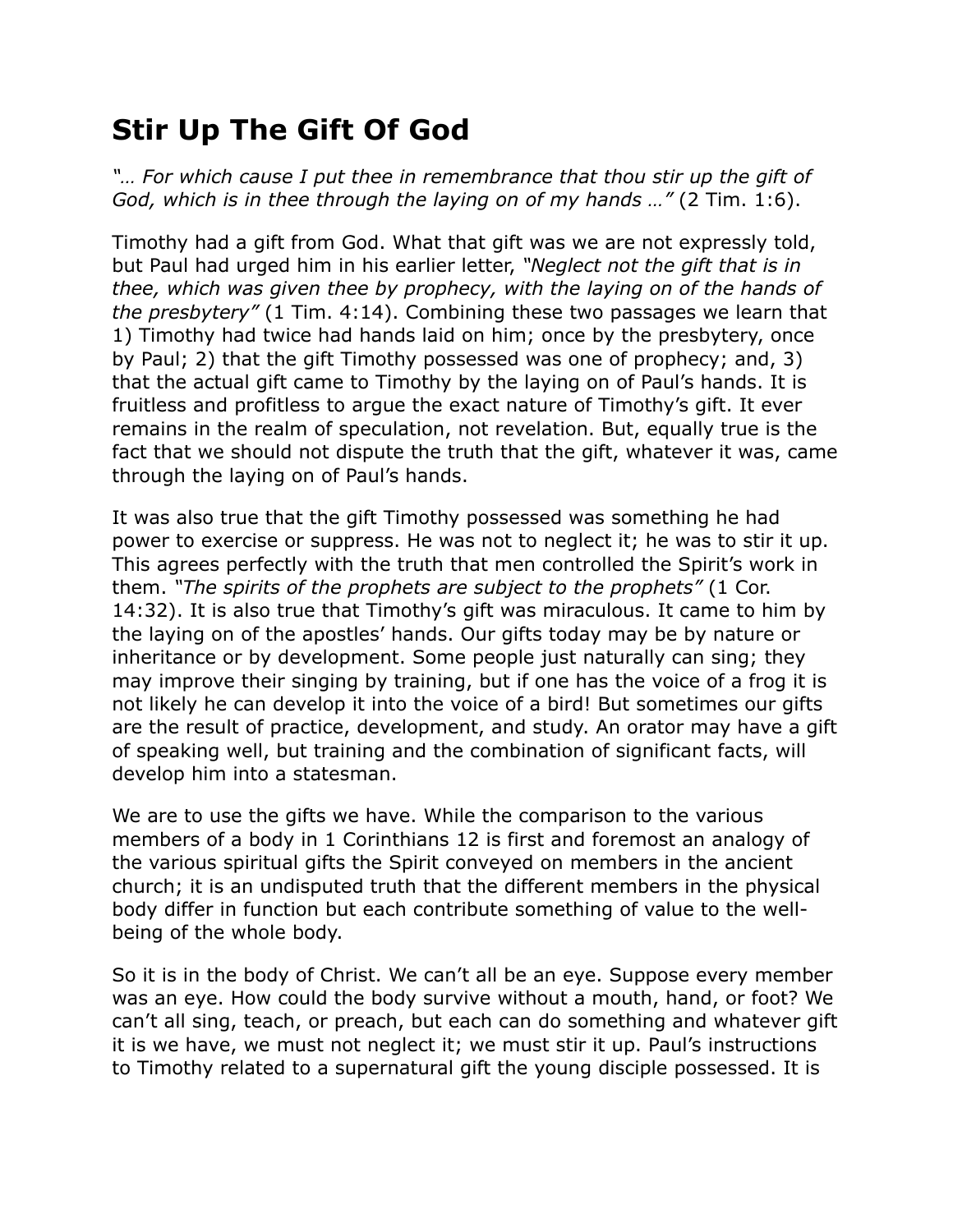# Stir Up The Gift Of God

*"… For which cause I put thee in remembrance that thou stir up the gift of God, which is in thee through the laying on of my hands …"* (2 Tim. 1:6).

Timothy had a gift from God. What that gift was we are not expressly told, but Paul had urged him in his earlier letter, *"Neglect not the gift that is in thee, which was given thee by prophecy, with the laying on of the hands of the presbytery"* (1 Tim. 4:14). Combining these two passages we learn that 1) Timothy had twice had hands laid on him; once by the presbytery, once by Paul; 2) that the gift Timothy possessed was one of prophecy; and, 3) that the actual gift came to Timothy by the laying on of Paul's hands. It is fruitless and profitless to argue the exact nature of Timothy's gift. It ever remains in the realm of speculation, not revelation. But, equally true is the fact that we should not dispute the truth that the gift, whatever it was, came through the laying on of Paul's hands.

It was also true that the gift Timothy possessed was something he had power to exercise or suppress. He was not to neglect it; he was to stir it up. This agrees perfectly with the truth that men controlled the Spirit's work in them. *"The spirits of the prophets are subject to the prophets"* (1 Cor. 14:32). It is also true that Timothy's gift was miraculous. It came to him by the laying on of the apostles' hands. Our gifts today may be by nature or inheritance or by development. Some people just naturally can sing; they may improve their singing by training, but if one has the voice of a frog it is not likely he can develop it into the voice of a bird! But sometimes our gifts are the result of practice, development, and study. An orator may have a gift of speaking well, but training and the combination of significant facts, will develop him into a statesman.

We are to use the gifts we have. While the comparison to the various members of a body in 1 Corinthians 12 is first and foremost an analogy of the various spiritual gifts the Spirit conveyed on members in the ancient church; it is an undisputed truth that the different members in the physical body differ in function but each contribute something of value to the well-being of the whole body.

So it is in the body of Christ. We can't all be an eye. Suppose every member was an eye. How could the body survive without a mouth, hand, or foot? We can't all sing, teach, or preach, but each can do something and whatever gift it is we have, we must not neglect it; we must stir it up. Paul's instructions to Timothy related to a supernatural gift the young disciple possessed. It is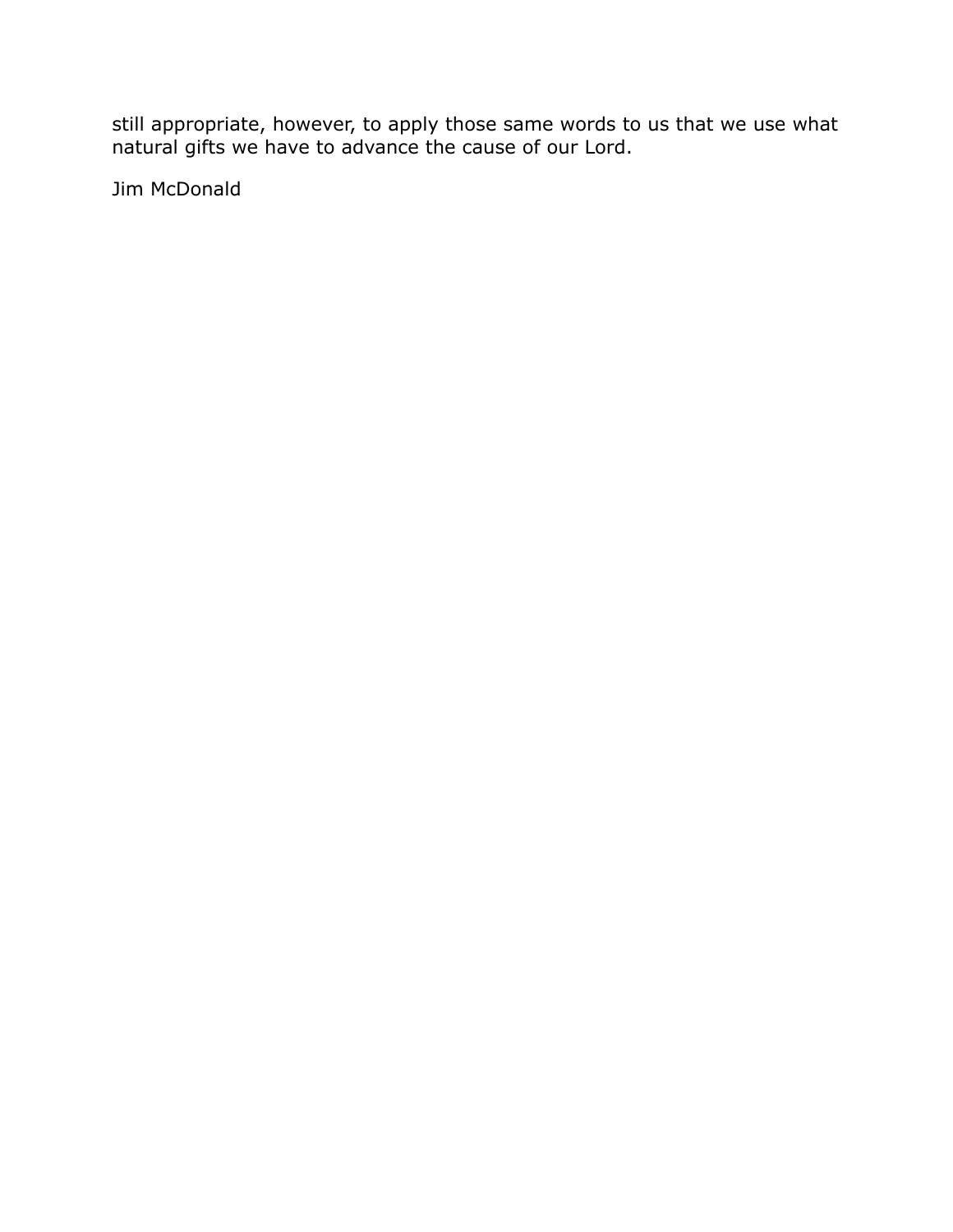still appropriate, however, to apply those same words to us that we use what natural gifts we have to advance the cause of our Lord.

Jim McDonald